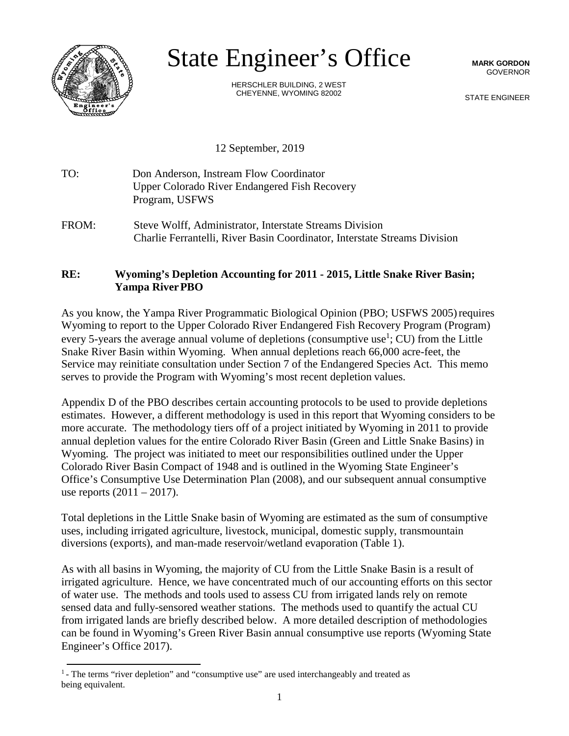# State Engineer's Office

HERSCHLER BUILDING, 2 WEST
CHEYENNE, WYOMING 82002

**MARK GORDON**
GOVERNOR

STATE ENGINEER

12 September, 2019

TO: Don Anderson, Instream Flow Coordinator
Upper Colorado River Endangered Fish Recovery
Program, USFWS

FROM: Steve Wolff, Administrator, Interstate Streams Division
Charlie Ferrantelli, River Basin Coordinator, Interstate Streams Division

**RE: Wyoming's Depletion Accounting for 2011 - 2015, Little Snake River Basin; Yampa River PBO**

As you know, the Yampa River Programmatic Biological Opinion (PBO; USFWS 2005) requires Wyoming to report to the Upper Colorado River Endangered Fish Recovery Program (Program) every 5-years the average annual volume of depletions (consumptive use[1]; CU) from the Little Snake River Basin within Wyoming. When annual depletions reach 66,000 acre-feet, the Service may reinitiate consultation under Section 7 of the Endangered Species Act. This memo serves to provide the Program with Wyoming's most recent depletion values.

Appendix D of the PBO describes certain accounting protocols to be used to provide depletions estimates. However, a different methodology is used in this report that Wyoming considers to be more accurate. The methodology tiers off of a project initiated by Wyoming in 2011 to provide annual depletion values for the entire Colorado River Basin (Green and Little Snake Basins) in Wyoming. The project was initiated to meet our responsibilities outlined under the Upper Colorado River Basin Compact of 1948 and is outlined in the Wyoming State Engineer's Office's Consumptive Use Determination Plan (2008), and our subsequent annual consumptive use reports (2011 – 2017).

Total depletions in the Little Snake basin of Wyoming are estimated as the sum of consumptive uses, including irrigated agriculture, livestock, municipal, domestic supply, transmountain diversions (exports), and man-made reservoir/wetland evaporation (Table 1).

As with all basins in Wyoming, the majority of CU from the Little Snake Basin is a result of irrigated agriculture. Hence, we have concentrated much of our accounting efforts on this sector of water use. The methods and tools used to assess CU from irrigated lands rely on remote sensed data and fully-sensored weather stations. The methods used to quantify the actual CU from irrigated lands are briefly described below. A more detailed description of methodologies can be found in Wyoming's Green River Basin annual consumptive use reports (Wyoming State Engineer's Office 2017).

[1] - The terms "river depletion" and "consumptive use" are used interchangeably and treated as being equivalent.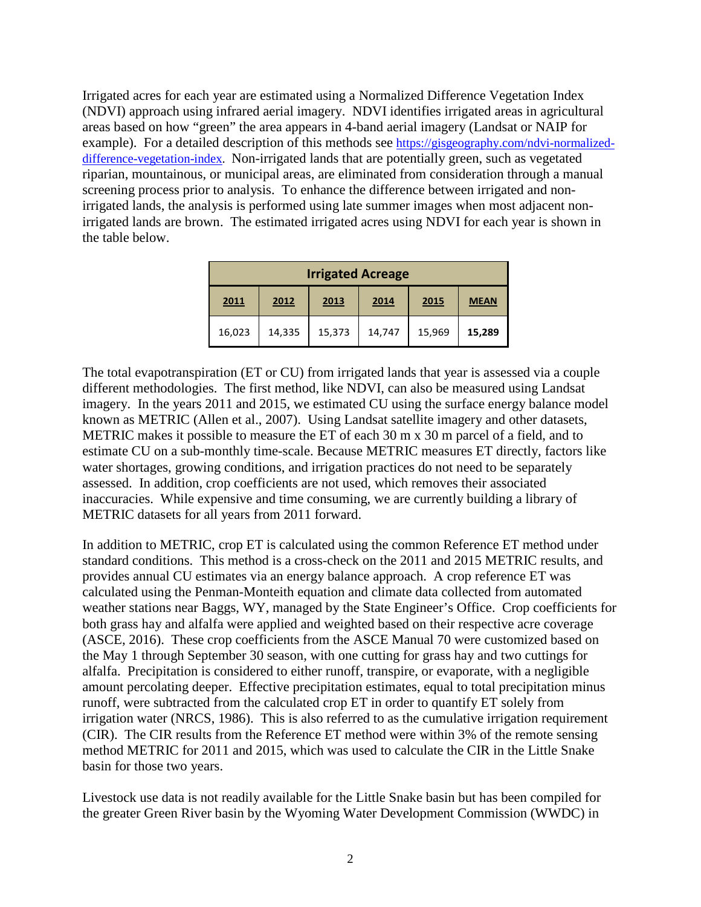Irrigated acres for each year are estimated using a Normalized Difference Vegetation Index (NDVI) approach using infrared aerial imagery. NDVI identifies irrigated areas in agricultural areas based on how "green" the area appears in 4-band aerial imagery (Landsat or NAIP for example). For a detailed description of this methods see https://gisgeography.com/ndvi-normalized-difference-vegetation-index. Non-irrigated lands that are potentially green, such as vegetated riparian, mountainous, or municipal areas, are eliminated from consideration through a manual screening process prior to analysis. To enhance the difference between irrigated and non-irrigated lands, the analysis is performed using late summer images when most adjacent non-irrigated lands are brown. The estimated irrigated acres using NDVI for each year is shown in the table below.

| **Irrigated Acreage** | | | | | |
|---|---|---|---|---|---|
| **2011** | **2012** | **2013** | **2014** | **2015** | **MEAN** |
| 16,023 | 14,335 | 15,373 | 14,747 | 15,969 | **15,289** |

The total evapotranspiration (ET or CU) from irrigated lands that year is assessed via a couple different methodologies. The first method, like NDVI, can also be measured using Landsat imagery. In the years 2011 and 2015, we estimated CU using the surface energy balance model known as METRIC (Allen et al., 2007). Using Landsat satellite imagery and other datasets, METRIC makes it possible to measure the ET of each 30 m x 30 m parcel of a field, and to estimate CU on a sub-monthly time-scale. Because METRIC measures ET directly, factors like water shortages, growing conditions, and irrigation practices do not need to be separately assessed. In addition, crop coefficients are not used, which removes their associated inaccuracies. While expensive and time consuming, we are currently building a library of METRIC datasets for all years from 2011 forward.

In addition to METRIC, crop ET is calculated using the common Reference ET method under standard conditions. This method is a cross-check on the 2011 and 2015 METRIC results, and provides annual CU estimates via an energy balance approach. A crop reference ET was calculated using the Penman-Monteith equation and climate data collected from automated weather stations near Baggs, WY, managed by the State Engineer's Office. Crop coefficients for both grass hay and alfalfa were applied and weighted based on their respective acre coverage (ASCE, 2016). These crop coefficients from the ASCE Manual 70 were customized based on the May 1 through September 30 season, with one cutting for grass hay and two cuttings for alfalfa. Precipitation is considered to either runoff, transpire, or evaporate, with a negligible amount percolating deeper. Effective precipitation estimates, equal to total precipitation minus runoff, were subtracted from the calculated crop ET in order to quantify ET solely from irrigation water (NRCS, 1986). This is also referred to as the cumulative irrigation requirement (CIR). The CIR results from the Reference ET method were within 3% of the remote sensing method METRIC for 2011 and 2015, which was used to calculate the CIR in the Little Snake basin for those two years.

Livestock use data is not readily available for the Little Snake basin but has been compiled for the greater Green River basin by the Wyoming Water Development Commission (WWDC) in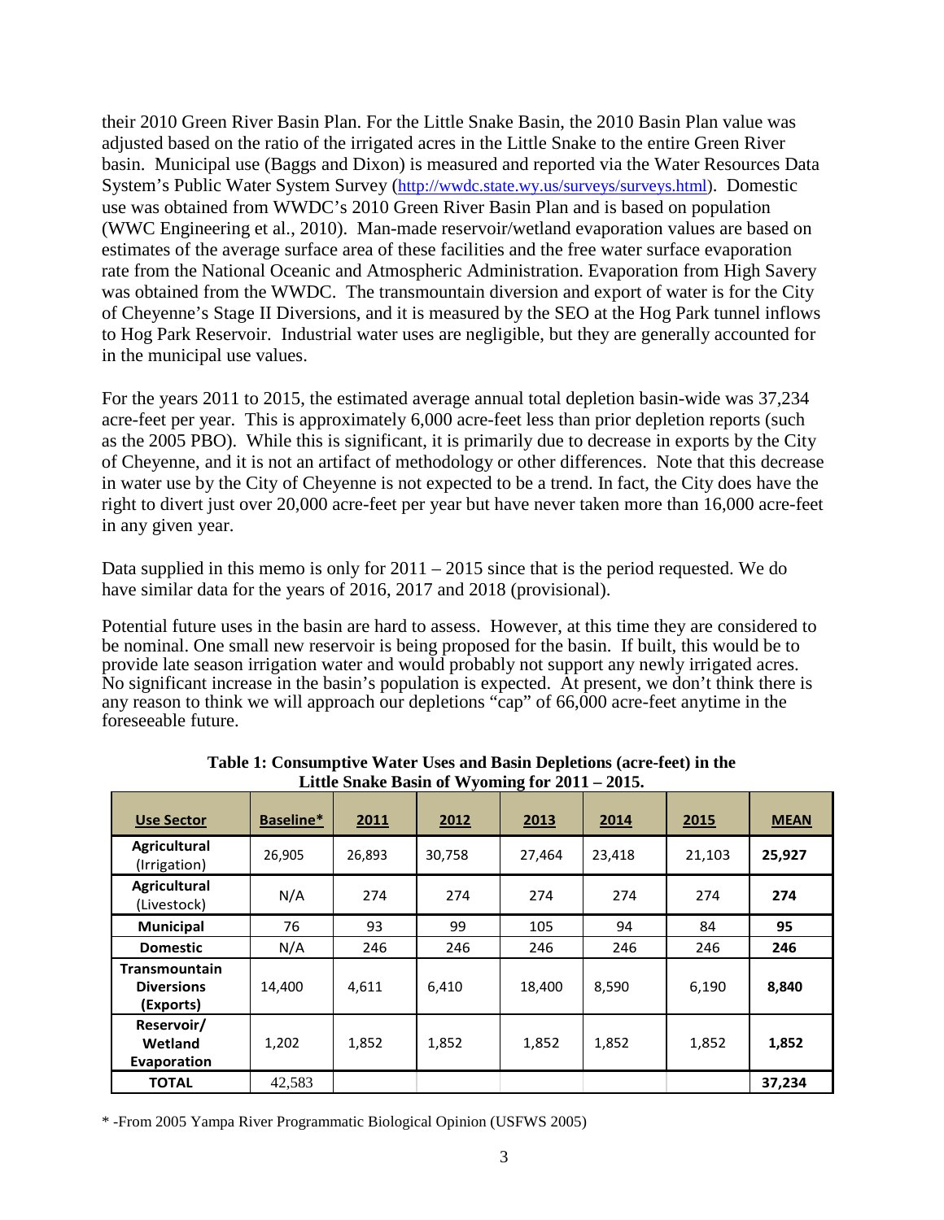their 2010 Green River Basin Plan. For the Little Snake Basin, the 2010 Basin Plan value was adjusted based on the ratio of the irrigated acres in the Little Snake to the entire Green River basin. Municipal use (Baggs and Dixon) is measured and reported via the Water Resources Data System's Public Water System Survey (http://wwdc.state.wy.us/surveys/surveys.html). Domestic use was obtained from WWDC's 2010 Green River Basin Plan and is based on population (WWC Engineering et al., 2010). Man-made reservoir/wetland evaporation values are based on estimates of the average surface area of these facilities and the free water surface evaporation rate from the National Oceanic and Atmospheric Administration. Evaporation from High Savery was obtained from the WWDC. The transmountain diversion and export of water is for the City of Cheyenne's Stage II Diversions, and it is measured by the SEO at the Hog Park tunnel inflows to Hog Park Reservoir. Industrial water uses are negligible, but they are generally accounted for in the municipal use values.

For the years 2011 to 2015, the estimated average annual total depletion basin-wide was 37,234 acre-feet per year. This is approximately 6,000 acre-feet less than prior depletion reports (such as the 2005 PBO). While this is significant, it is primarily due to decrease in exports by the City of Cheyenne, and it is not an artifact of methodology or other differences. Note that this decrease in water use by the City of Cheyenne is not expected to be a trend. In fact, the City does have the right to divert just over 20,000 acre-feet per year but have never taken more than 16,000 acre-feet in any given year.

Data supplied in this memo is only for 2011 – 2015 since that is the period requested. We do have similar data for the years of 2016, 2017 and 2018 (provisional).

Potential future uses in the basin are hard to assess. However, at this time they are considered to be nominal. One small new reservoir is being proposed for the basin. If built, this would be to provide late season irrigation water and would probably not support any newly irrigated acres. No significant increase in the basin's population is expected. At present, we don't think there is any reason to think we will approach our depletions "cap" of 66,000 acre-feet anytime in the foreseeable future.

**Table 1: Consumptive Water Uses and Basin Depletions (acre-feet) in the Little Snake Basin of Wyoming for 2011 – 2015.**

| Use Sector | Baseline* | 2011 | 2012 | 2013 | 2014 | 2015 | MEAN |
|---|---|---|---|---|---|---|---|
| **Agricultural** (Irrigation) | 26,905 | 26,893 | 30,758 | 27,464 | 23,418 | 21,103 | **25,927** |
| **Agricultural** (Livestock) | N/A | 274 | 274 | 274 | 274 | 274 | **274** |
| **Municipal** | 76 | 93 | 99 | 105 | 94 | 84 | **95** |
| **Domestic** | N/A | 246 | 246 | 246 | 246 | 246 | **246** |
| **Transmountain Diversions (Exports)** | 14,400 | 4,611 | 6,410 | 18,400 | 8,590 | 6,190 | **8,840** |
| **Reservoir/ Wetland Evaporation** | 1,202 | 1,852 | 1,852 | 1,852 | 1,852 | 1,852 | **1,852** |
| **TOTAL** | 42,583 | | | | | | **37,234** |

* -From 2005 Yampa River Programmatic Biological Opinion (USFWS 2005)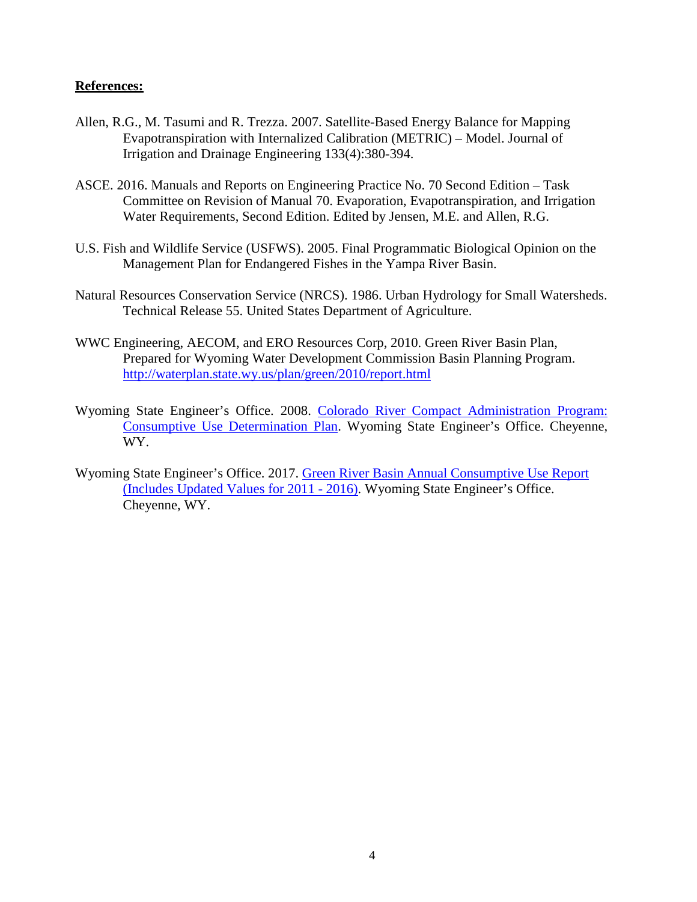**References:**

Allen, R.G., M. Tasumi and R. Trezza. 2007. Satellite-Based Energy Balance for Mapping Evapotranspiration with Internalized Calibration (METRIC) – Model. Journal of Irrigation and Drainage Engineering 133(4):380-394.

ASCE. 2016. Manuals and Reports on Engineering Practice No. 70 Second Edition – Task Committee on Revision of Manual 70. Evaporation, Evapotranspiration, and Irrigation Water Requirements, Second Edition. Edited by Jensen, M.E. and Allen, R.G.

U.S. Fish and Wildlife Service (USFWS). 2005. Final Programmatic Biological Opinion on the Management Plan for Endangered Fishes in the Yampa River Basin.

Natural Resources Conservation Service (NRCS). 1986. Urban Hydrology for Small Watersheds. Technical Release 55. United States Department of Agriculture.

WWC Engineering, AECOM, and ERO Resources Corp, 2010. Green River Basin Plan, Prepared for Wyoming Water Development Commission Basin Planning Program. http://waterplan.state.wy.us/plan/green/2010/report.html

Wyoming State Engineer's Office. 2008. Colorado River Compact Administration Program: Consumptive Use Determination Plan. Wyoming State Engineer's Office. Cheyenne, WY.

Wyoming State Engineer's Office. 2017. Green River Basin Annual Consumptive Use Report (Includes Updated Values for 2011 - 2016). Wyoming State Engineer's Office. Cheyenne, WY.